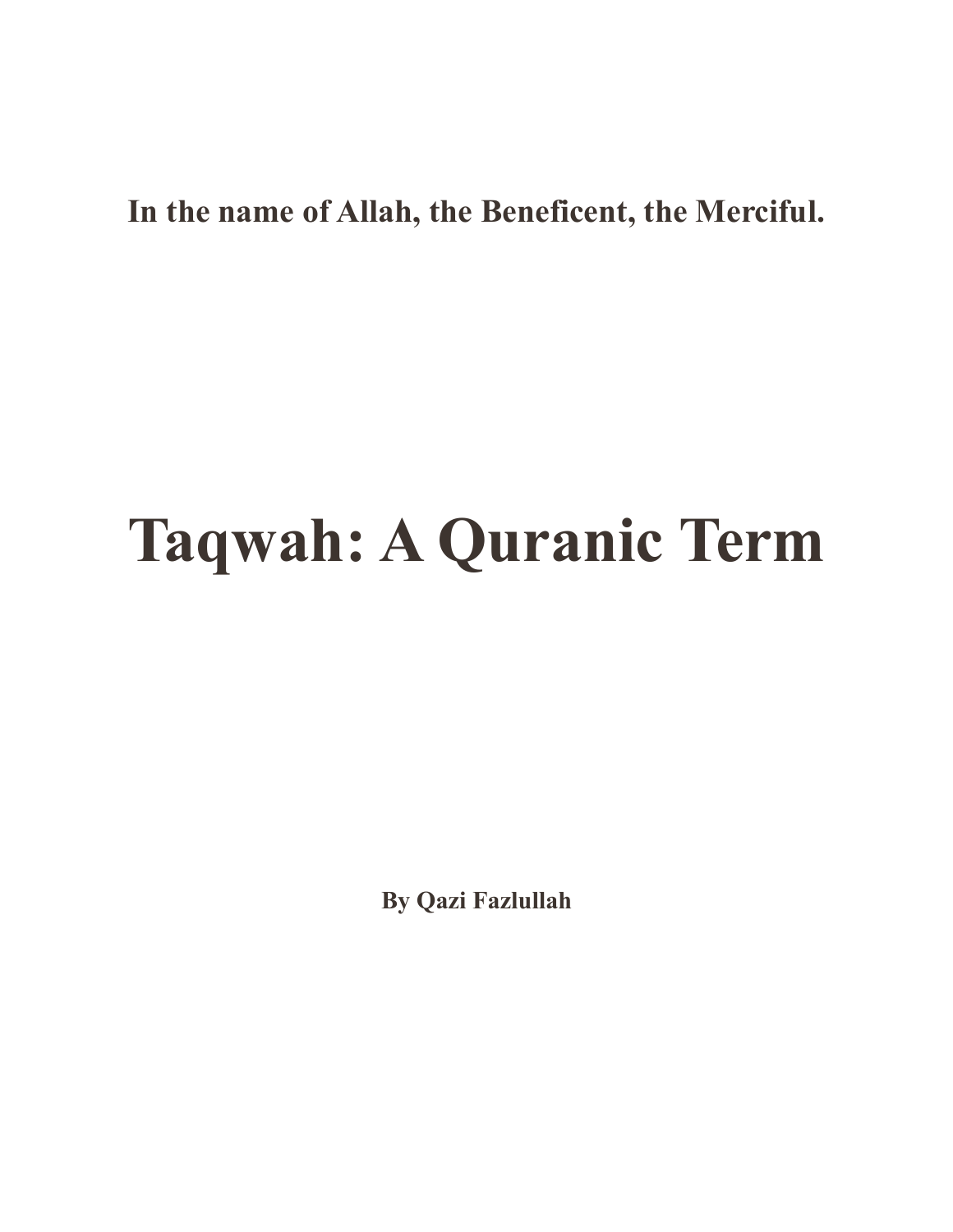**In the name of Allah, the Beneficent, the Merciful.**

# Taqwah: A Quranic Term

**By Qazi Fazlullah**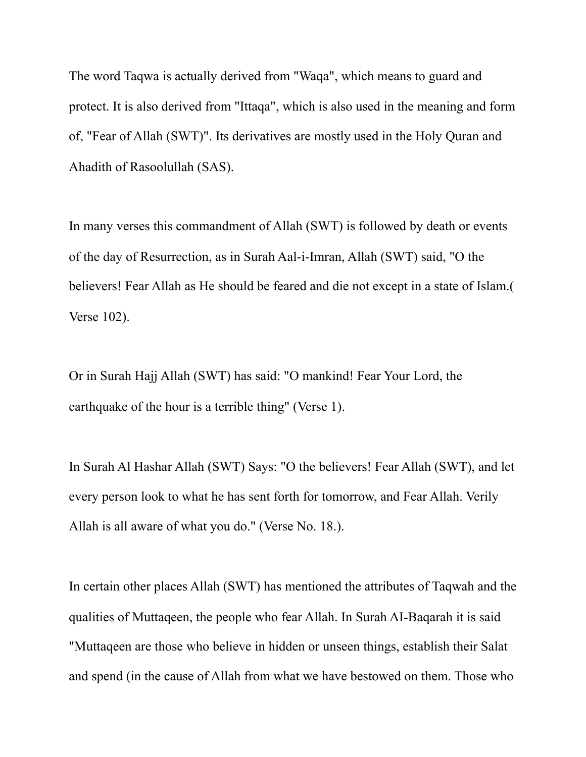The word Taqwa is actually derived from "Waqa", which means to guard and protect. It is also derived from "Ittaqa", which is also used in the meaning and form of, "Fear of Allah (SWT)". Its derivatives are mostly used in the Holy Quran and Ahadith of Rasoolullah (SAS).

In many verses this commandment of Allah (SWT) is followed by death or events of the day of Resurrection, as in Surah Aal-i-Imran, Allah (SWT) said, "O the believers! Fear Allah as He should be feared and die not except in a state of Islam.( Verse 102).

Or in Surah Hajj Allah (SWT) has said: "O mankind! Fear Your Lord, the earthquake of the hour is a terrible thing" (Verse 1).

In Surah Al Hashar Allah (SWT) Says: "O the believers! Fear Allah (SWT), and let every person look to what he has sent forth for tomorrow, and Fear Allah. Verily Allah is all aware of what you do." (Verse No. 18.).

In certain other places Allah (SWT) has mentioned the attributes of Taqwah and the qualities of Muttaqeen, the people who fear Allah. In Surah AI-Baqarah it is said "Muttaqeen are those who believe in hidden or unseen things, establish their Salat and spend (in the cause of Allah from what we have bestowed on them. Those who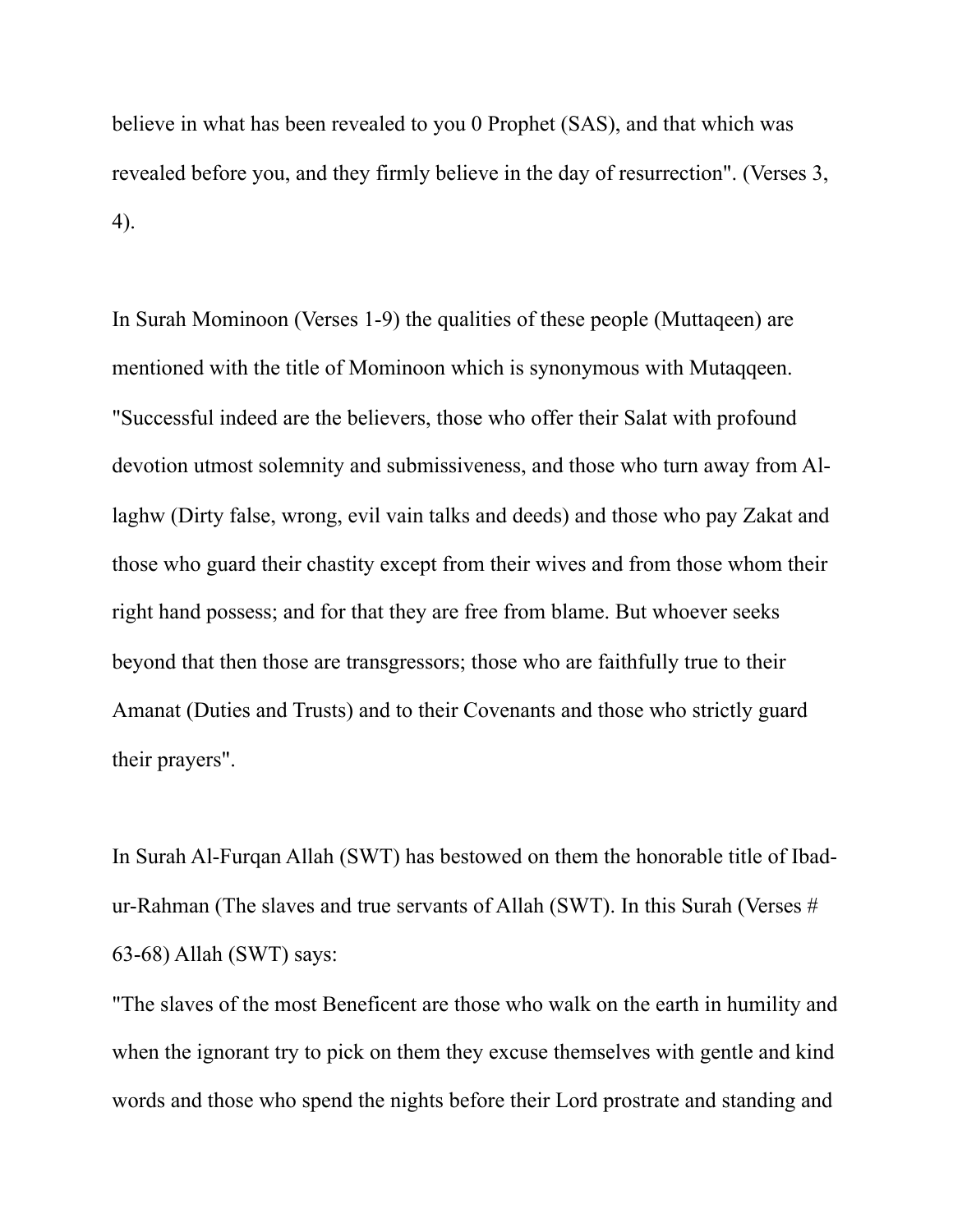believe in what has been revealed to you 0 Prophet (SAS), and that which was revealed before you, and they firmly believe in the day of resurrection". (Verses 3, 4).

In Surah Mominoon (Verses 1-9) the qualities of these people (Muttaqeen) are mentioned with the title of Mominoon which is synonymous with Mutaqqeen. "Successful indeed are the believers, those who offer their Salat with profound devotion utmost solemnity and submissiveness, and those who turn away from Al-laghw (Dirty false, wrong, evil vain talks and deeds) and those who pay Zakat and those who guard their chastity except from their wives and from those whom their right hand possess; and for that they are free from blame. But whoever seeks beyond that then those are transgressors; those who are faithfully true to their Amanat (Duties and Trusts) and to their Covenants and those who strictly guard their prayers".

In Surah Al-Furqan Allah (SWT) has bestowed on them the honorable title of Ibad-ur-Rahman (The slaves and true servants of Allah (SWT). In this Surah (Verses # 63-68) Allah (SWT) says:

"The slaves of the most Beneficent are those who walk on the earth in humility and when the ignorant try to pick on them they excuse themselves with gentle and kind words and those who spend the nights before their Lord prostrate and standing and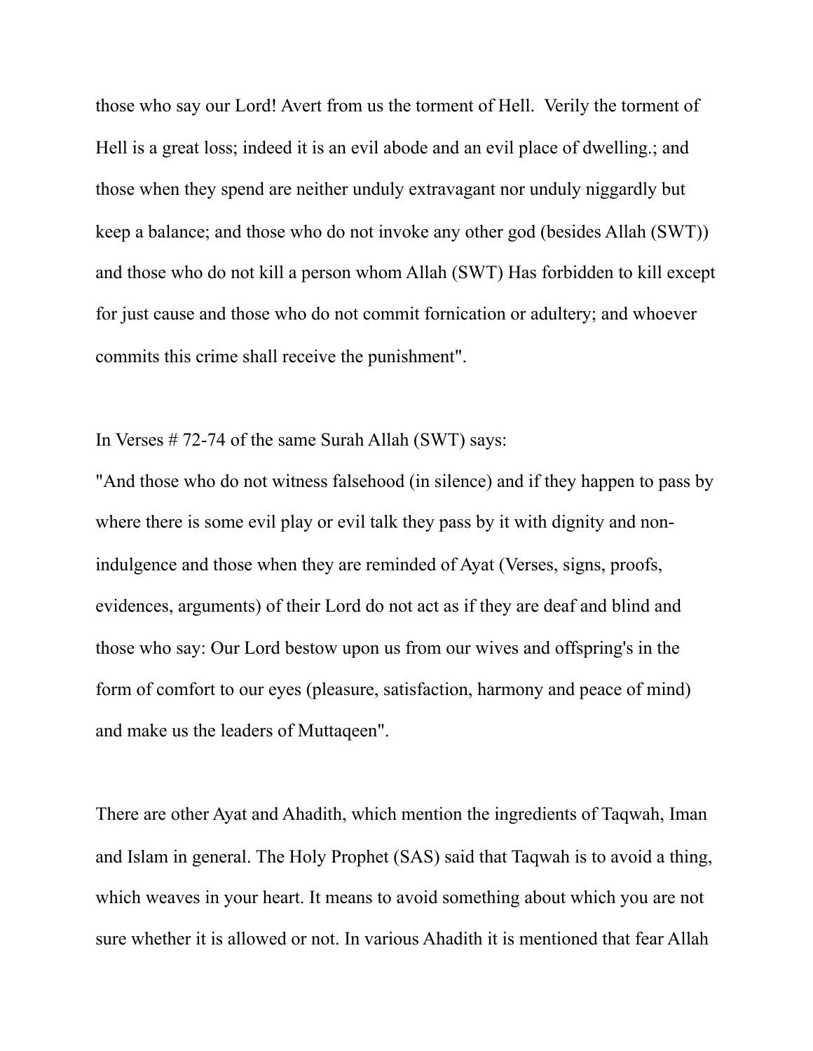those who say our Lord! Avert from us the torment of Hell. Verily the torment of Hell is a great loss; indeed it is an evil abode and an evil place of dwelling.; and those when they spend are neither unduly extravagant nor unduly niggardly but keep a balance; and those who do not invoke any other god (besides Allah (SWT)) and those who do not kill a person whom Allah (SWT) Has forbidden to kill except for just cause and those who do not commit fornication or adultery; and whoever commits this crime shall receive the punishment".

In Verses # 72-74 of the same Surah Allah (SWT) says:
"And those who do not witness falsehood (in silence) and if they happen to pass by where there is some evil play or evil talk they pass by it with dignity and non-indulgence and those when they are reminded of Ayat (Verses, signs, proofs, evidences, arguments) of their Lord do not act as if they are deaf and blind and those who say: Our Lord bestow upon us from our wives and offspring's in the form of comfort to our eyes (pleasure, satisfaction, harmony and peace of mind) and make us the leaders of Muttaqeen".

There are other Ayat and Ahadith, which mention the ingredients of Taqwah, Iman and Islam in general. The Holy Prophet (SAS) said that Taqwah is to avoid a thing, which weaves in your heart. It means to avoid something about which you are not sure whether it is allowed or not. In various Ahadith it is mentioned that fear Allah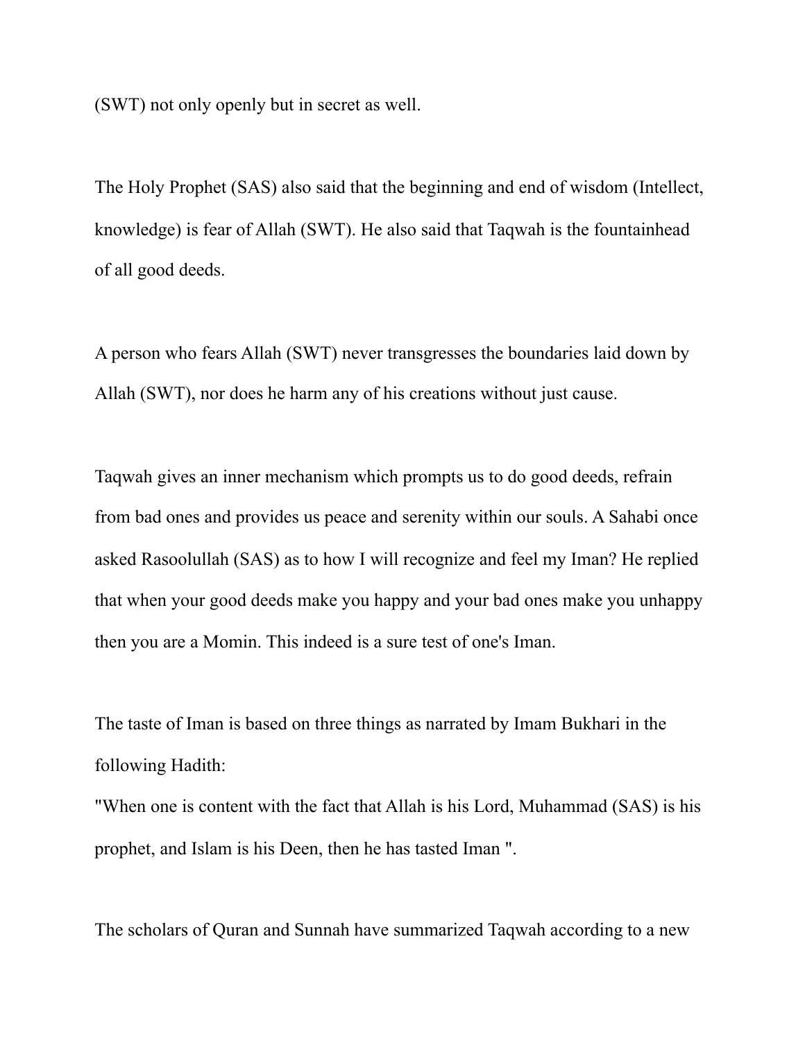(SWT) not only openly but in secret as well.

The Holy Prophet (SAS) also said that the beginning and end of wisdom (Intellect, knowledge) is fear of Allah (SWT). He also said that Taqwah is the fountainhead of all good deeds.

A person who fears Allah (SWT) never transgresses the boundaries laid down by Allah (SWT), nor does he harm any of his creations without just cause.

Taqwah gives an inner mechanism which prompts us to do good deeds, refrain from bad ones and provides us peace and serenity within our souls. A Sahabi once asked Rasoolullah (SAS) as to how I will recognize and feel my Iman? He replied that when your good deeds make you happy and your bad ones make you unhappy then you are a Momin. This indeed is a sure test of one's Iman.

The taste of Iman is based on three things as narrated by Imam Bukhari in the following Hadith:
"When one is content with the fact that Allah is his Lord, Muhammad (SAS) is his prophet, and Islam is his Deen, then he has tasted Iman ".

The scholars of Quran and Sunnah have summarized Taqwah according to a new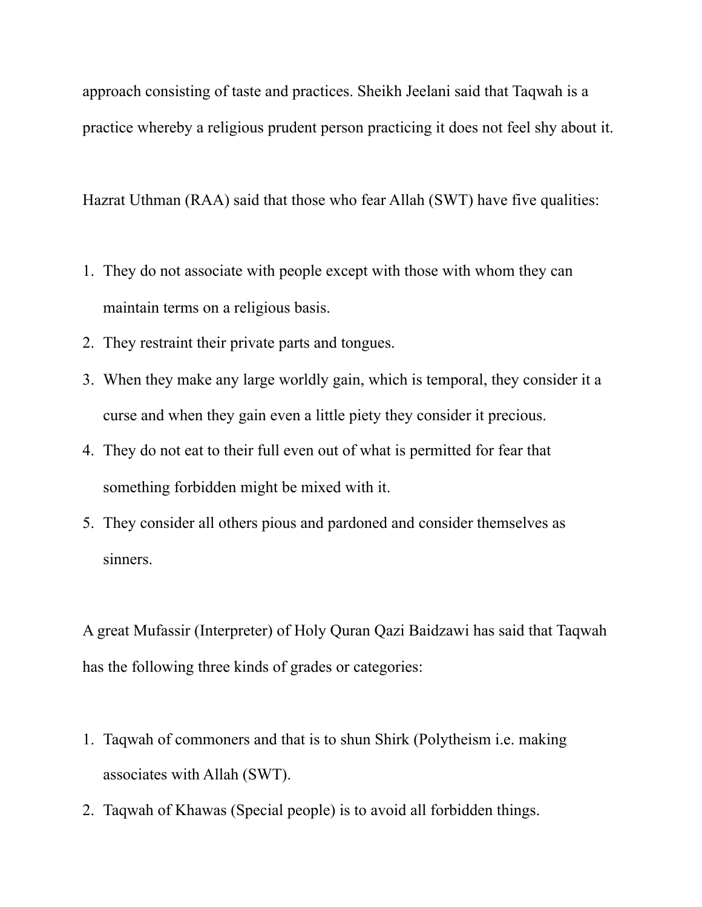approach consisting of taste and practices. Sheikh Jeelani said that Taqwah is a practice whereby a religious prudent person practicing it does not feel shy about it.

Hazrat Uthman (RAA) said that those who fear Allah (SWT) have five qualities:

1. They do not associate with people except with those with whom they can maintain terms on a religious basis.
2. They restraint their private parts and tongues.
3. When they make any large worldly gain, which is temporal, they consider it a curse and when they gain even a little piety they consider it precious.
4. They do not eat to their full even out of what is permitted for fear that something forbidden might be mixed with it.
5. They consider all others pious and pardoned and consider themselves as sinners.

A great Mufassir (Interpreter) of Holy Quran Qazi Baidzawi has said that Taqwah has the following three kinds of grades or categories:

1. Taqwah of commoners and that is to shun Shirk (Polytheism i.e. making associates with Allah (SWT).
2. Taqwah of Khawas (Special people) is to avoid all forbidden things.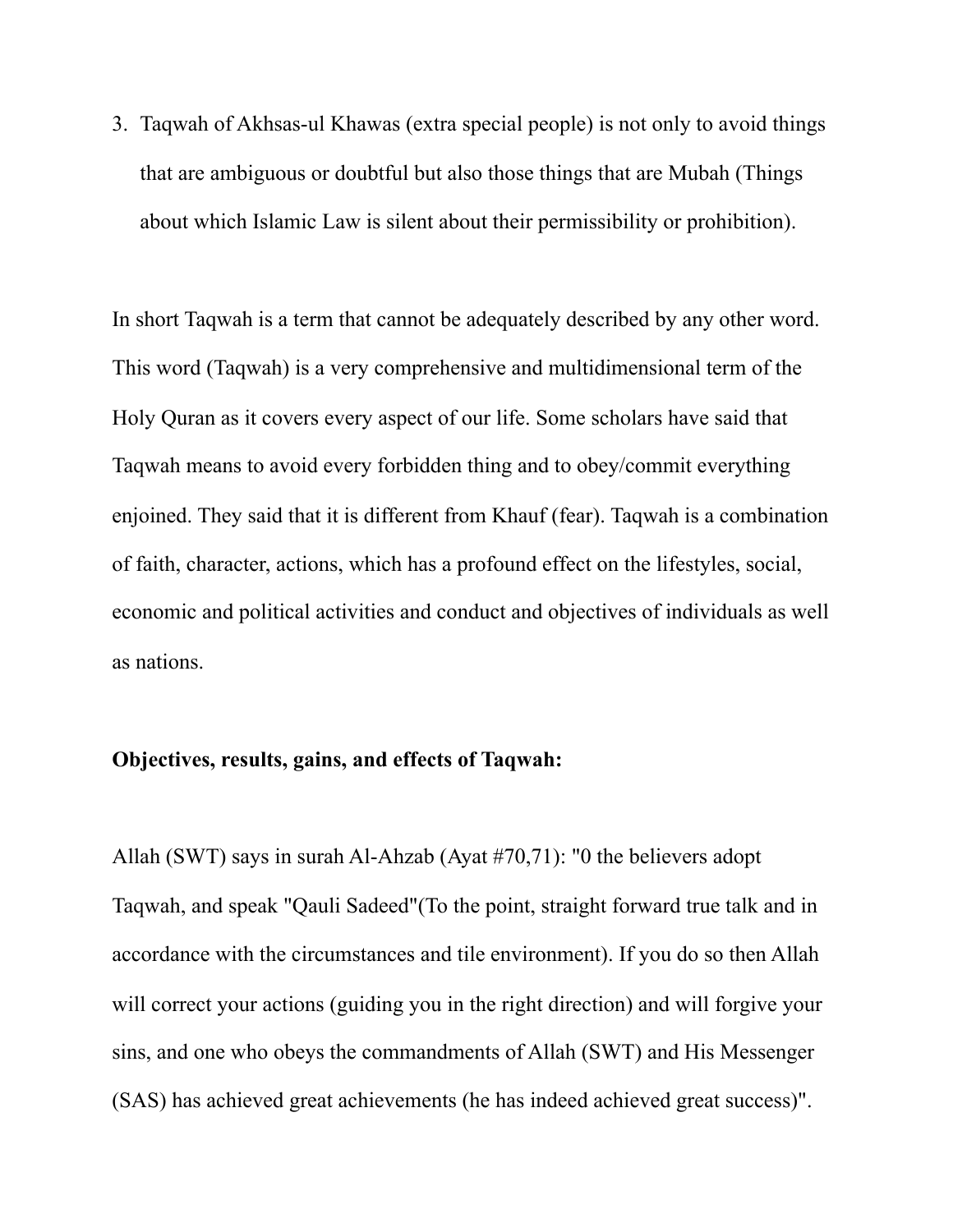3. Taqwah of Akhsas-ul Khawas (extra special people) is not only to avoid things that are ambiguous or doubtful but also those things that are Mubah (Things about which Islamic Law is silent about their permissibility or prohibition).

In short Taqwah is a term that cannot be adequately described by any other word. This word (Taqwah) is a very comprehensive and multidimensional term of the Holy Quran as it covers every aspect of our life. Some scholars have said that Taqwah means to avoid every forbidden thing and to obey/commit everything enjoined. They said that it is different from Khauf (fear). Taqwah is a combination of faith, character, actions, which has a profound effect on the lifestyles, social, economic and political activities and conduct and objectives of individuals as well as nations.

**Objectives, results, gains, and effects of Taqwah:**

Allah (SWT) says in surah Al-Ahzab (Ayat #70,71): "0 the believers adopt Taqwah, and speak "Qauli Sadeed"(To the point, straight forward true talk and in accordance with the circumstances and tile environment). If you do so then Allah will correct your actions (guiding you in the right direction) and will forgive your sins, and one who obeys the commandments of Allah (SWT) and His Messenger (SAS) has achieved great achievements (he has indeed achieved great success)".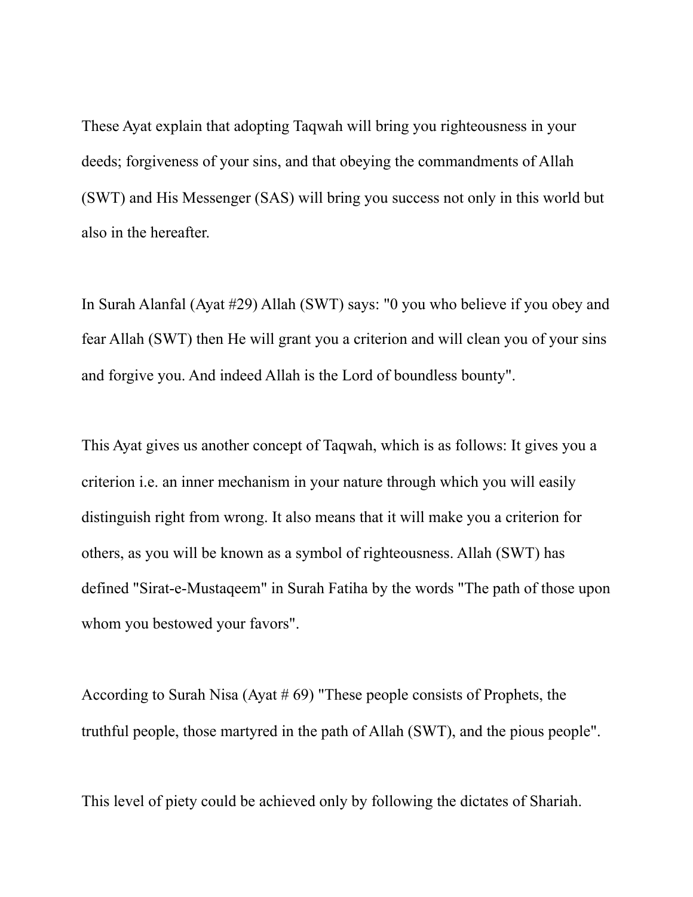These Ayat explain that adopting Taqwah will bring you righteousness in your deeds; forgiveness of your sins, and that obeying the commandments of Allah (SWT) and His Messenger (SAS) will bring you success not only in this world but also in the hereafter.

In Surah Alanfal (Ayat #29) Allah (SWT) says: "0 you who believe if you obey and fear Allah (SWT) then He will grant you a criterion and will clean you of your sins and forgive you. And indeed Allah is the Lord of boundless bounty".

This Ayat gives us another concept of Taqwah, which is as follows: It gives you a criterion i.e. an inner mechanism in your nature through which you will easily distinguish right from wrong. It also means that it will make you a criterion for others, as you will be known as a symbol of righteousness. Allah (SWT) has defined "Sirat-e-Mustaqeem" in Surah Fatiha by the words "The path of those upon whom you bestowed your favors".

According to Surah Nisa (Ayat # 69) "These people consists of Prophets, the truthful people, those martyred in the path of Allah (SWT), and the pious people".

This level of piety could be achieved only by following the dictates of Shariah.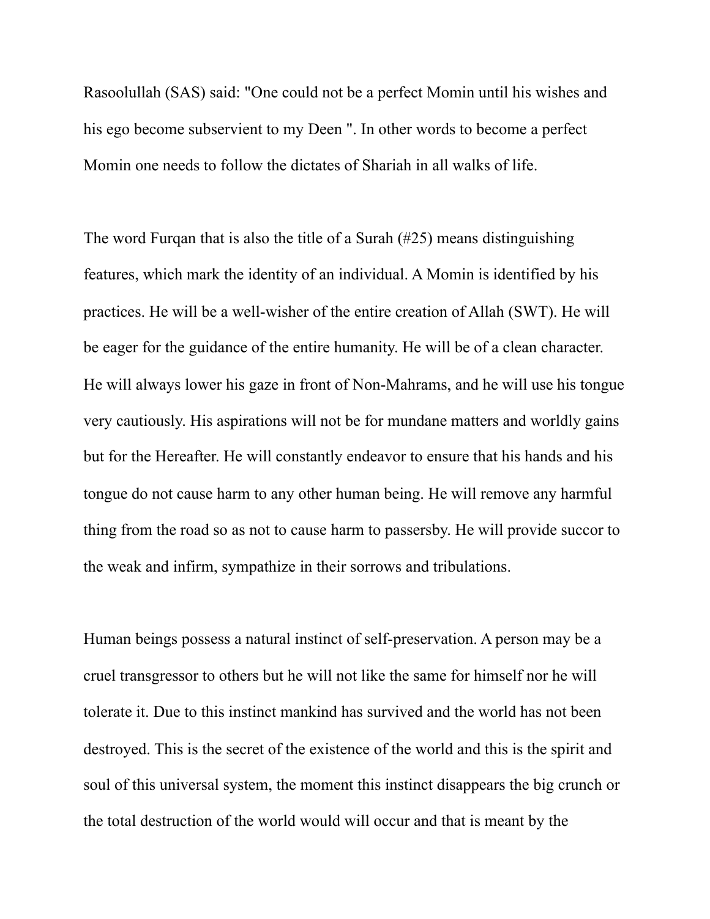Rasoolullah (SAS) said: "One could not be a perfect Momin until his wishes and his ego become subservient to my Deen ". In other words to become a perfect Momin one needs to follow the dictates of Shariah in all walks of life.

The word Furqan that is also the title of a Surah (#25) means distinguishing features, which mark the identity of an individual. A Momin is identified by his practices. He will be a well-wisher of the entire creation of Allah (SWT). He will be eager for the guidance of the entire humanity. He will be of a clean character. He will always lower his gaze in front of Non-Mahrams, and he will use his tongue very cautiously. His aspirations will not be for mundane matters and worldly gains but for the Hereafter. He will constantly endeavor to ensure that his hands and his tongue do not cause harm to any other human being. He will remove any harmful thing from the road so as not to cause harm to passersby. He will provide succor to the weak and infirm, sympathize in their sorrows and tribulations.

Human beings possess a natural instinct of self-preservation. A person may be a cruel transgressor to others but he will not like the same for himself nor he will tolerate it. Due to this instinct mankind has survived and the world has not been destroyed. This is the secret of the existence of the world and this is the spirit and soul of this universal system, the moment this instinct disappears the big crunch or the total destruction of the world would will occur and that is meant by the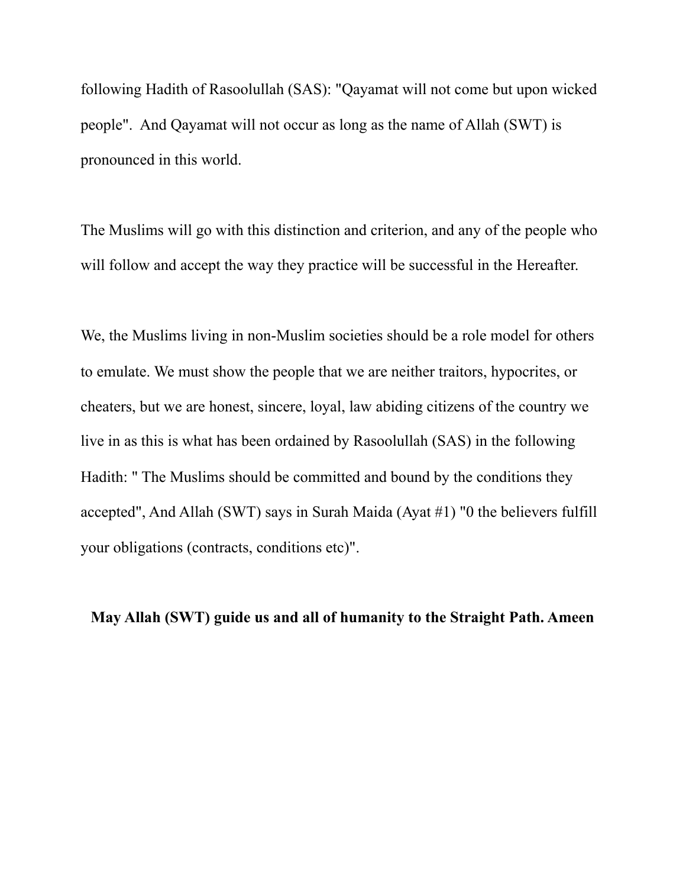following Hadith of Rasoolullah (SAS): "Qayamat will not come but upon wicked people". And Qayamat will not occur as long as the name of Allah (SWT) is pronounced in this world.

The Muslims will go with this distinction and criterion, and any of the people who will follow and accept the way they practice will be successful in the Hereafter.

We, the Muslims living in non-Muslim societies should be a role model for others to emulate. We must show the people that we are neither traitors, hypocrites, or cheaters, but we are honest, sincere, loyal, law abiding citizens of the country we live in as this is what has been ordained by Rasoolullah (SAS) in the following Hadith: " The Muslims should be committed and bound by the conditions they accepted", And Allah (SWT) says in Surah Maida (Ayat #1) "0 the believers fulfill your obligations (contracts, conditions etc)".

**May Allah (SWT) guide us and all of humanity to the Straight Path. Ameen**